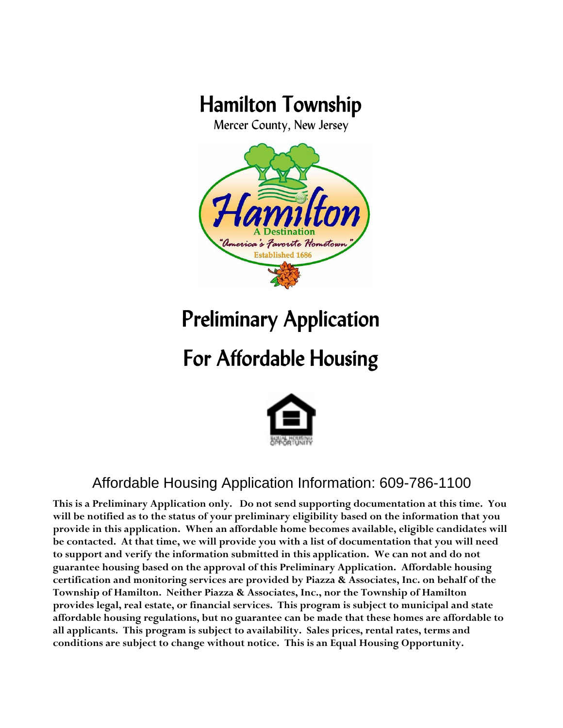# Hamilton Township

Mercer County, New Jersey

# Preliminary Application

# For Affordable Housing

Affordable Housing Application Information: 609-786-1100

**This is a Preliminary Application only. Do not send supporting documentation at this time. You will be notified as to the status of your preliminary eligibility based on the information that you provide in this application. When an affordable home becomes available, eligible candidates will be contacted. At that time, we will provide you with a list of documentation that you will need to support and verify the information submitted in this application. We can not and do not guarantee housing based on the approval of this Preliminary Application. Affordable housing certification and monitoring services are provided by Piazza & Associates, Inc. on behalf of the Township of Hamilton. Neither Piazza & Associates, Inc., nor the Township of Hamilton provides legal, real estate, or financial services. This program is subject to municipal and state affordable housing regulations, but no guarantee can be made that these homes are affordable to all applicants. This program is subject to availability. Sales prices, rental rates, terms and conditions are subject to change without notice. This is an Equal Housing Opportunity.**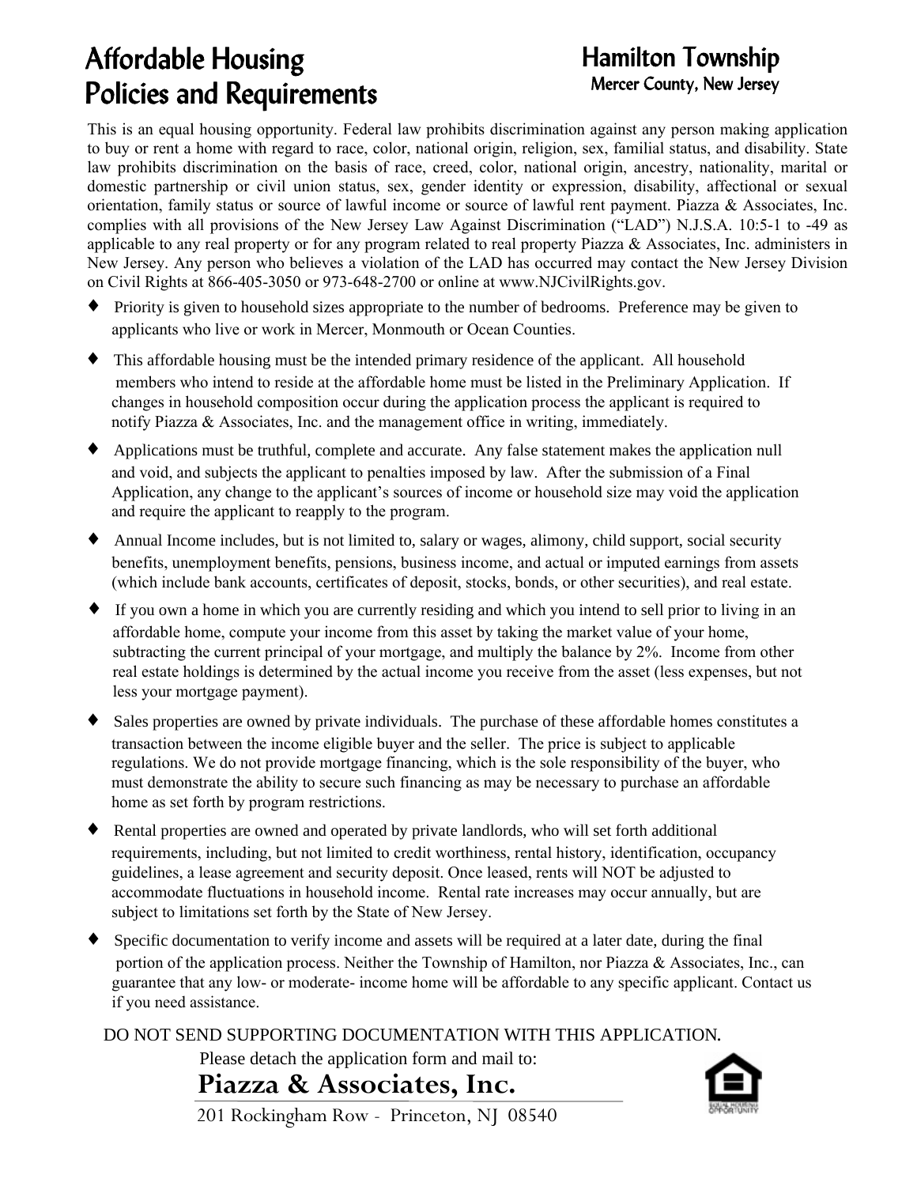# Affordable Housing Policies and Requirements

## Hamilton Township

### Mercer County, New Jersey

This is an equal housing opportunity. Federal law prohibits discrimination against any person making application to buy or rent a home with regard to race, color, national origin, religion, sex, familial status, and disability. State law prohibits discrimination on the basis of race, creed, color, national origin, ancestry, nationality, marital or domestic partnership or civil union status, sex, gender identity or expression, disability, affectional or sexual orientation, family status or source of lawful income or source of lawful rent payment. Piazza & Associates, Inc. complies with all provisions of the New Jersey Law Against Discrimination ("LAD") N.J.S.A. 10:5-1 to -49 as applicable to any real property or for any program related to real property Piazza & Associates, Inc. administers in New Jersey. Any person who believes a violation of the LAD has occurred may contact the New Jersey Division on Civil Rights at 866-405-3050 or 973-648-2700 or online at www.NJCivilRights.gov.

- Priority is given to household sizes appropriate to the number of bedrooms. Preference may be given to applicants who live or work in Mercer, Monmouth or Ocean Counties.
- This affordable housing must be the intended primary residence of the applicant. All household members who intend to reside at the affordable home must be listed in the Preliminary Application. If changes in household composition occur during the application process the applicant is required to notify Piazza & Associates, Inc. and the management office in writing, immediately.
- Applications must be truthful, complete and accurate. Any false statement makes the application null and void, and subjects the applicant to penalties imposed by law. After the submission of a Final Application, any change to the applicant's sources of income or household size may void the application and require the applicant to reapply to the program.
- Annual Income includes, but is not limited to, salary or wages, alimony, child support, social security benefits, unemployment benefits, pensions, business income, and actual or imputed earnings from assets (which include bank accounts, certificates of deposit, stocks, bonds, or other securities), and real estate.
- If you own a home in which you are currently residing and which you intend to sell prior to living in an affordable home, compute your income from this asset by taking the market value of your home, subtracting the current principal of your mortgage, and multiply the balance by 2%. Income from other real estate holdings is determined by the actual income you receive from the asset (less expenses, but not less your mortgage payment).
- Sales properties are owned by private individuals. The purchase of these affordable homes constitutes a transaction between the income eligible buyer and the seller. The price is subject to applicable regulations. We do not provide mortgage financing, which is the sole responsibility of the buyer, who must demonstrate the ability to secure such financing as may be necessary to purchase an affordable home as set forth by program restrictions.
- Rental properties are owned and operated by private landlords, who will set forth additional requirements, including, but not limited to credit worthiness, rental history, identification, occupancy guidelines, a lease agreement and security deposit. Once leased, rents will NOT be adjusted to accommodate fluctuations in household income. Rental rate increases may occur annually, but are subject to limitations set forth by the State of New Jersey.
- Specific documentation to verify income and assets will be required at a later date, during the final portion of the application process. Neither the Township of Hamilton, nor Piazza & Associates, Inc., can guarantee that any low- or moderate- income home will be affordable to any specific applicant. Contact us if you need assistance.

DO NOT SEND SUPPORTING DOCUMENTATION WITH THIS APPLICATION.

Please detach the application form and mail to:

**Piazza & Associates, Inc.**

201 Rockingham Row - Princeton, NJ 08540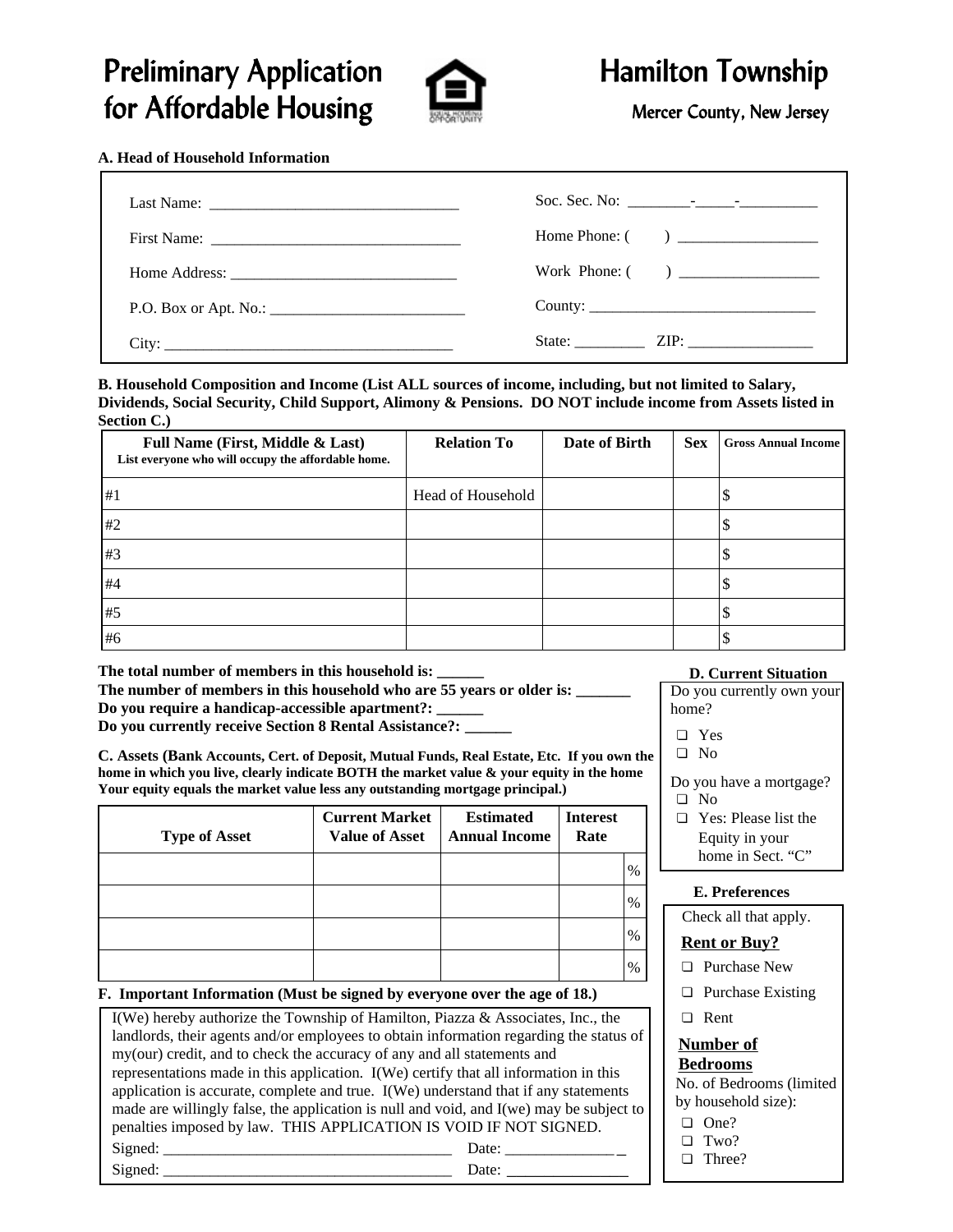# Preliminary Application for Affordable Housing

# Hamilton Township

Mercer County, New Jersey

**A. Head of Household Information**

Last Name: ________________________________

First Name: ________________________________

Home Address: _____________________________

P.O. Box or Apt. No.: _________________________

City: _____________________________________

Soc. Sec. No: ________-_____-__________

Home Phone: (      ) __________________

Work Phone: (      ) __________________

County: _____________________________

State: _________ ZIP: ________________

**B. Household Composition and Income (List ALL sources of income, including, but not limited to Salary, Dividends, Social Security, Child Support, Alimony & Pensions. DO NOT include income from Assets listed in Section C.)**

| Full Name (First, Middle & Last) List everyone who will occupy the affordable home. | Relation To | Date of Birth | Sex | Gross Annual Income |
|---|---|---|---|---|
| #1 | Head of Household | | | $ |
| #2 | | | | $ |
| #3 | | | | $ |
| #4 | | | | $ |
| #5 | | | | $ |
| #6 | | | | $ |

**The total number of members in this household is: ______**

**The number of members in this household who are 55 years or older is: _______**

**Do you require a handicap-accessible apartment?: ______**

**Do you currently receive Section 8 Rental Assistance?: ______**

**C. Assets (Bank Accounts, Cert. of Deposit, Mutual Funds, Real Estate, Etc. If you own the home in which you live, clearly indicate BOTH the market value & your equity in the home Your equity equals the market value less any outstanding mortgage principal.)**

| Type of Asset | Current Market Value of Asset | Estimated Annual Income | Interest Rate |
|---|---|---|---|
| | | | % |
| | | | % |
| | | | % |
| | | | % |

**D. Current Situation**

Do you currently own your home?

- ❑ Yes
- ❑ No

Do you have a mortgage?

- ❑ No
- ❑ Yes: Please list the Equity in your home in Sect. "C"

**E. Preferences**

Check all that apply.

**Rent or Buy?**

- ❑ Purchase New
- ❑ Purchase Existing
- ❑ Rent

**Number of Bedrooms**

No. of Bedrooms (limited by household size):

- ❑ One?
- ❑ Two?
- ❑ Three?

**F. Important Information (Must be signed by everyone over the age of 18.)**

I(We) hereby authorize the Township of Hamilton, Piazza & Associates, Inc., the landlords, their agents and/or employees to obtain information regarding the status of my(our) credit, and to check the accuracy of any and all statements and representations made in this application. I(We) certify that all information in this application is accurate, complete and true. I(We) understand that if any statements made are willingly false, the application is null and void, and I(we) may be subject to penalties imposed by law. THIS APPLICATION IS VOID IF NOT SIGNED.

Signed: _____________________________________ Date: _______________

Signed: _____________________________________ Date: _______________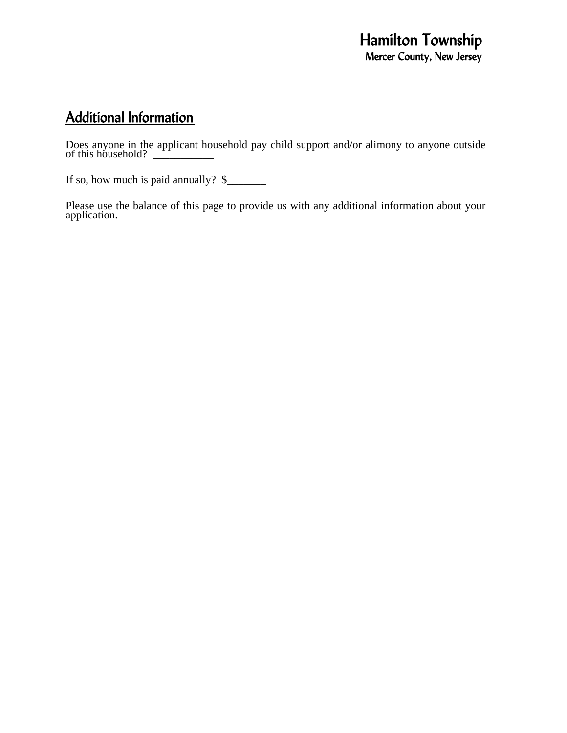# Hamilton Township

Mercer County, New Jersey

## Additional Information

Does anyone in the applicant household pay child support and/or alimony to anyone outside of this household? ___________

If so, how much is paid annually? $_______

Please use the balance of this page to provide us with any additional information about your application.